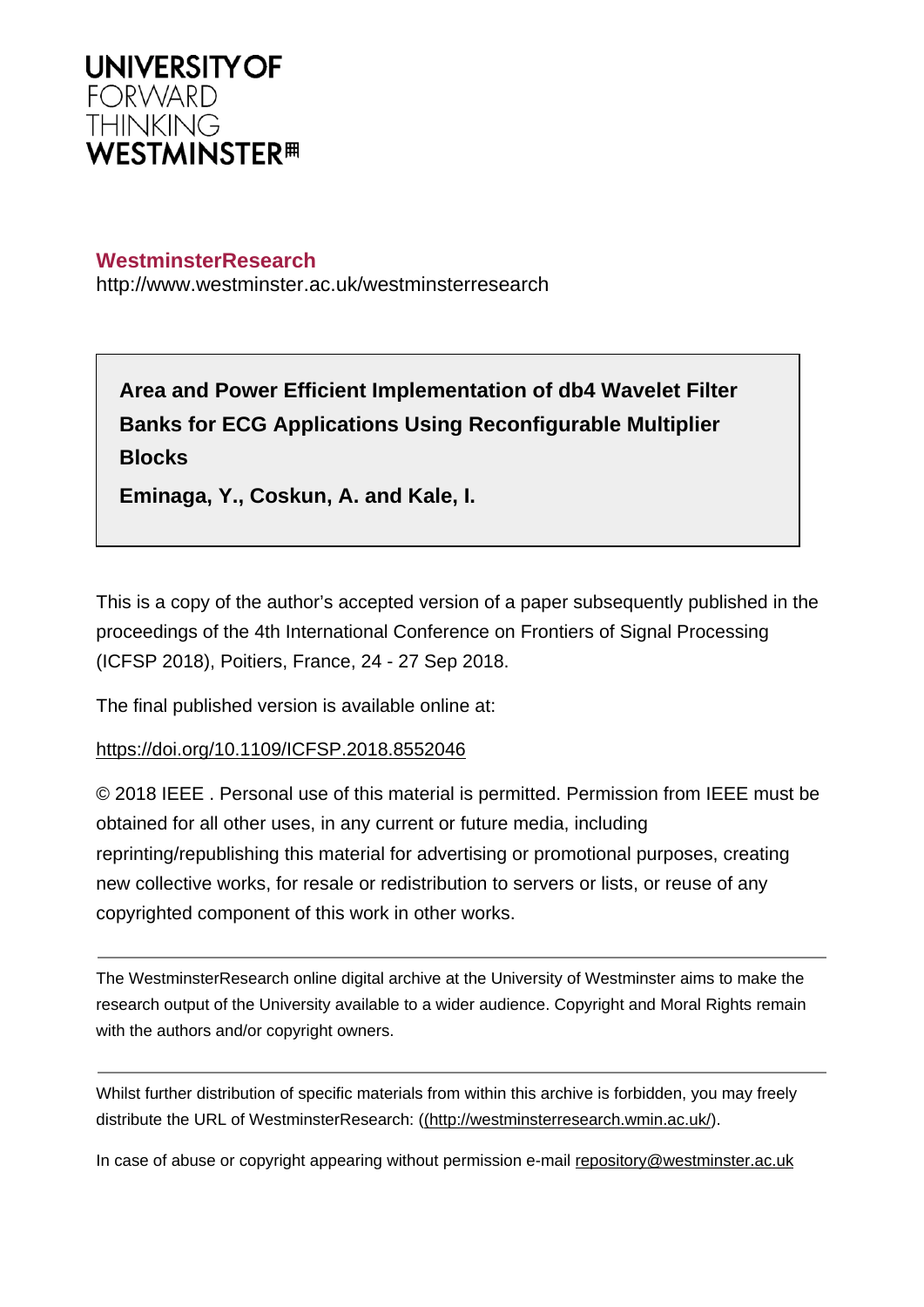UNIVERSITY OF
FORWARD
THINKING
WESTMINSTER

**WestminsterResearch**
http://www.westminster.ac.uk/westminsterresearch

**Area and Power Efficient Implementation of db4 Wavelet Filter Banks for ECG Applications Using Reconfigurable Multiplier Blocks**

**Eminaga, Y., Coskun, A. and Kale, I.**

This is a copy of the author's accepted version of a paper subsequently published in the proceedings of the 4th International Conference on Frontiers of Signal Processing (ICFSP 2018), Poitiers, France, 24 - 27 Sep 2018.

The final published version is available online at:

https://doi.org/10.1109/ICFSP.2018.8552046

© 2018 IEEE . Personal use of this material is permitted. Permission from IEEE must be obtained for all other uses, in any current or future media, including reprinting/republishing this material for advertising or promotional purposes, creating new collective works, for resale or redistribution to servers or lists, or reuse of any copyrighted component of this work in other works.

---

The WestminsterResearch online digital archive at the University of Westminster aims to make the research output of the University available to a wider audience. Copyright and Moral Rights remain with the authors and/or copyright owners.

---

Whilst further distribution of specific materials from within this archive is forbidden, you may freely distribute the URL of WestminsterResearch: ((http://westminsterresearch.wmin.ac.uk/).

In case of abuse or copyright appearing without permission e-mail repository@westminster.ac.uk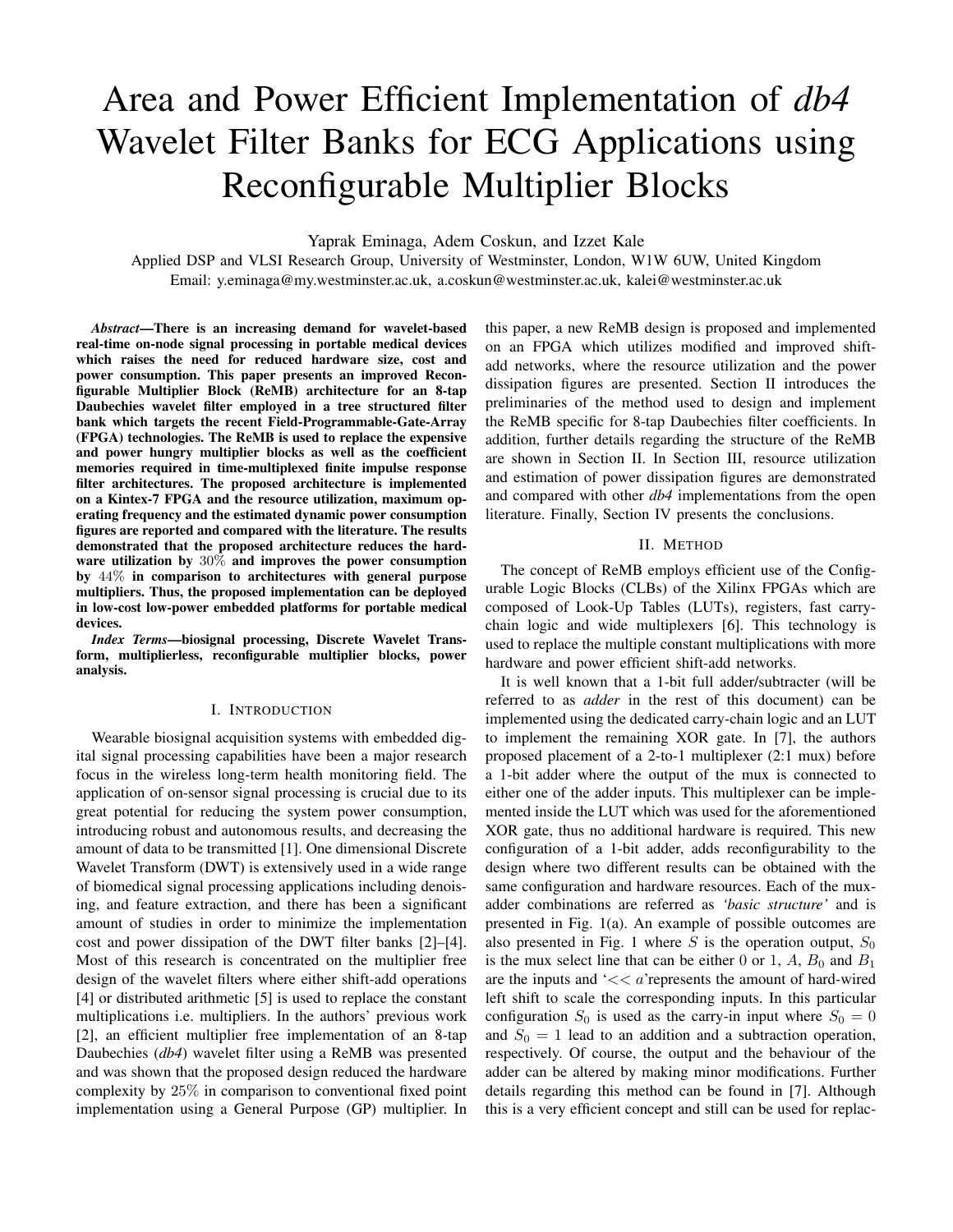# Area and Power Efficient Implementation of *db4* Wavelet Filter Banks for ECG Applications using Reconfigurable Multiplier Blocks

Yaprak Eminaga, Adem Coskun, and Izzet Kale

Applied DSP and VLSI Research Group, University of Westminster, London, W1W 6UW, United Kingdom

Email: y.eminaga@my.westminster.ac.uk, a.coskun@westminster.ac.uk, kalei@westminster.ac.uk

***Abstract*—There is an increasing demand for wavelet-based real-time on-node signal processing in portable medical devices which raises the need for reduced hardware size, cost and power consumption. This paper presents an improved Reconfigurable Multiplier Block (ReMB) architecture for an 8-tap Daubechies wavelet filter employed in a tree structured filter bank which targets the recent Field-Programmable-Gate-Array (FPGA) technologies. The ReMB is used to replace the expensive and power hungry multiplier blocks as well as the coefficient memories required in time-multiplexed finite impulse response filter architectures. The proposed architecture is implemented on a Kintex-7 FPGA and the resource utilization, maximum operating frequency and the estimated dynamic power consumption figures are reported and compared with the literature. The results demonstrated that the proposed architecture reduces the hardware utilization by $30\%$ and improves the power consumption by $44\%$ in comparison to architectures with general purpose multipliers. Thus, the proposed implementation can be deployed in low-cost low-power embedded platforms for portable medical devices.**

***Index Terms*—biosignal processing, Discrete Wavelet Transform, multiplierless, reconfigurable multiplier blocks, power analysis.**

## I. Introduction

Wearable biosignal acquisition systems with embedded digital signal processing capabilities have been a major research focus in the wireless long-term health monitoring field. The application of on-sensor signal processing is crucial due to its great potential for reducing the system power consumption, introducing robust and autonomous results, and decreasing the amount of data to be transmitted [1]. One dimensional Discrete Wavelet Transform (DWT) is extensively used in a wide range of biomedical signal processing applications including denoising, and feature extraction, and there has been a significant amount of studies in order to minimize the implementation cost and power dissipation of the DWT filter banks [2]–[4]. Most of this research is concentrated on the multiplier free design of the wavelet filters where either shift-add operations [4] or distributed arithmetic [5] is used to replace the constant multiplications i.e. multipliers. In the authors' previous work [2], an efficient multiplier free implementation of an 8-tap Daubechies (*db4*) wavelet filter using a ReMB was presented and was shown that the proposed design reduced the hardware complexity by $25\%$ in comparison to conventional fixed point implementation using a General Purpose (GP) multiplier. In this paper, a new ReMB design is proposed and implemented on an FPGA which utilizes modified and improved shift-add networks, where the resource utilization and the power dissipation figures are presented. Section II introduces the preliminaries of the method used to design and implement the ReMB specific for 8-tap Daubechies filter coefficients. In addition, further details regarding the structure of the ReMB are shown in Section II. In Section III, resource utilization and estimation of power dissipation figures are demonstrated and compared with other *db4* implementations from the open literature. Finally, Section IV presents the conclusions.

## II. Method

The concept of ReMB employs efficient use of the Configurable Logic Blocks (CLBs) of the Xilinx FPGAs which are composed of Look-Up Tables (LUTs), registers, fast carry-chain logic and wide multiplexers [6]. This technology is used to replace the multiple constant multiplications with more hardware and power efficient shift-add networks.

It is well known that a 1-bit full adder/subtracter (will be referred to as *adder* in the rest of this document) can be implemented using the dedicated carry-chain logic and an LUT to implement the remaining XOR gate. In [7], the authors proposed placement of a 2-to-1 multiplexer (2:1 mux) before a 1-bit adder where the output of the mux is connected to either one of the adder inputs. This multiplexer can be implemented inside the LUT which was used for the aforementioned XOR gate, thus no additional hardware is required. This new configuration of a 1-bit adder, adds reconfigurability to the design where two different results can be obtained with the same configuration and hardware resources. Each of the mux-adder combinations are referred as *'basic structure'* and is presented in Fig. 1(a). An example of possible outcomes are also presented in Fig. 1 where $S$ is the operation output, $S_0$ is the mux select line that can be either 0 or 1, $A$, $B_0$ and $B_1$ are the inputs and '$<< a$'represents the amount of hard-wired left shift to scale the corresponding inputs. In this particular configuration $S_0$ is used as the carry-in input where $S_0 = 0$ and $S_0 = 1$ lead to an addition and a subtraction operation, respectively. Of course, the output and the behaviour of the adder can be altered by making minor modifications. Further details regarding this method can be found in [7]. Although this is a very efficient concept and still can be used for replac-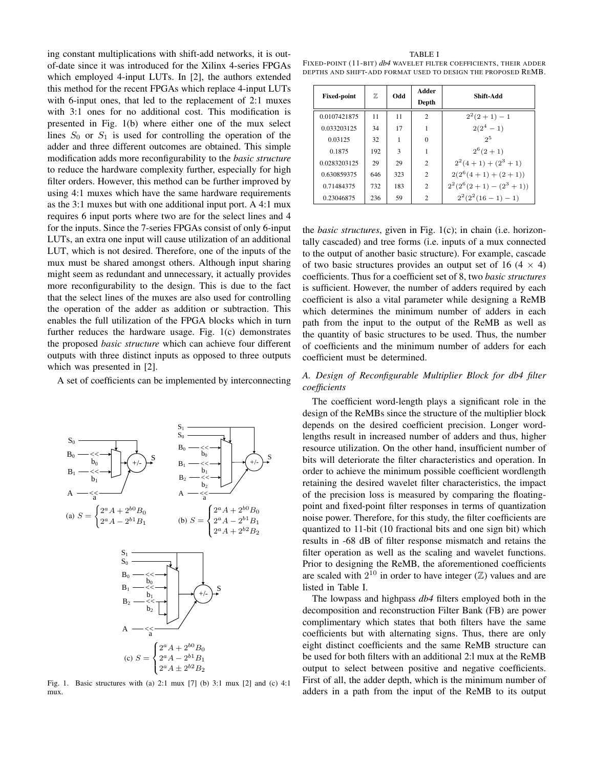ing constant multiplications with shift-add networks, it is out-of-date since it was introduced for the Xilinx 4-series FPGAs which employed 4-input LUTs. In [2], the authors extended this method for the recent FPGAs which replace 4-input LUTs with 6-input ones, that led to the replacement of 2:1 muxes with 3:1 ones for no additional cost. This modification is presented in Fig. 1(b) where either one of the mux select lines $S_0$ or $S_1$ is used for controlling the operation of the adder and three different outcomes are obtained. This simple modification adds more reconfigurability to the *basic structure* to reduce the hardware complexity further, especially for high filter orders. However, this method can be further improved by using 4:1 muxes which have the same hardware requirements as the 3:1 muxes but with one additional input port. A 4:1 mux requires 6 input ports where two are for the select lines and 4 for the inputs. Since the 7-series FPGAs consist of only 6-input LUTs, an extra one input will cause utilization of an additional LUT, which is not desired. Therefore, one of the inputs of the mux must be shared amongst others. Although input sharing might seem as redundant and unnecessary, it actually provides more reconfigurability to the design. This is due to the fact that the select lines of the muxes are also used for controlling the operation of the adder as addition or subtraction. This enables the full utilization of the FPGA blocks which in turn further reduces the hardware usage. Fig. 1(c) demonstrates the proposed *basic structure* which can achieve four different outputs with three distinct inputs as opposed to three outputs which was presented in [2].

A set of coefficients can be implemented by interconnecting the *basic structures*, given in Fig. 1(c); in chain (i.e. horizontally cascaded) and tree forms (i.e. inputs of a mux connected to the output of another basic structure). For example, cascade of two basic structures provides an output set of 16 (4 × 4) coefficients. Thus for a coefficient set of 8, two *basic structures* is sufficient. However, the number of adders required by each coefficient is also a vital parameter while designing a ReMB which determines the minimum number of adders in each path from the input to the output of the ReMB as well as the quantity of basic structures to be used. Thus, the number of coefficients and the minimum number of adders for each coefficient must be determined.

(a) $S = \begin{cases} 2^a A + 2^{b0} B_0 \\ 2^a A - 2^{b1} B_1 \end{cases}$

(b) $S = \begin{cases} 2^a A + 2^{b0} B_0 \\ 2^a A - 2^{b1} B_1 \\ 2^a A + 2^{b2} B_2 \end{cases}$

(c) $S = \begin{cases} 2^a A + 2^{b0} B_0 \\ 2^a A - 2^{b1} B_1 \\ 2^a A \pm 2^{b2} B_2 \end{cases}$

Fig. 1. Basic structures with (a) 2:1 mux [7] (b) 3:1 mux [2] and (c) 4:1 mux.

TABLE I
FIXED-POINT (11-BIT) *db4* WAVELET FILTER COEFFICIENTS, THEIR ADDER DEPTHS AND SHIFT-ADD FORMAT USED TO DESIGN THE PROPOSED REMB.

| Fixed-point | $\mathbb{Z}$ | Odd | Adder Depth | Shift-Add |
|---|---|---|---|---|
| 0.0107421875 | 11 | 11 | 2 | $2^2(2+1)-1$ |
| 0.033203125 | 34 | 17 | 1 | $2(2^4-1)$ |
| 0.03125 | 32 | 1 | 0 | $2^5$ |
| 0.1875 | 192 | 3 | 1 | $2^6(2+1)$ |
| 0.0283203125 | 29 | 29 | 2 | $2^2(4+1)+(2^3+1)$ |
| 0.630859375 | 646 | 323 | 2 | $2(2^6(4+1)+(2+1))$ |
| 0.71484375 | 732 | 183 | 2 | $2^2(2^6(2+1)-(2^3+1))$ |
| 0.23046875 | 236 | 59 | 2 | $2^2(2^2(16-1)-1)$ |

### A. Design of Reconfigurable Multiplier Block for db4 filter coefficients

The coefficient word-length plays a significant role in the design of the ReMBs since the structure of the multiplier block depends on the desired coefficient precision. Longer word-lengths result in increased number of adders and thus, higher resource utilization. On the other hand, insufficient number of bits will deteriorate the filter characteristics and operation. In order to achieve the minimum possible coefficient wordlength retaining the desired wavelet filter characteristics, the impact of the precision loss is measured by comparing the floating-point and fixed-point filter responses in terms of quantization noise power. Therefore, for this study, the filter coefficients are quantized to 11-bit (10 fractional bits and one sign bit) which results in -68 dB of filter response mismatch and retains the filter operation as well as the scaling and wavelet functions. Prior to designing the ReMB, the aforementioned coefficients are scaled with $2^{10}$ in order to have integer ($\mathbb{Z}$) values and are listed in Table I.

The lowpass and highpass *db4* filters employed both in the decomposition and reconstruction Filter Bank (FB) are power complimentary which states that both filters have the same coefficients but with alternating signs. Thus, there are only eight distinct coefficients and the same ReMB structure can be used for both filters with an additional 2:1 mux at the ReMB output to select between positive and negative coefficients. First of all, the adder depth, which is the minimum number of adders in a path from the input of the ReMB to its output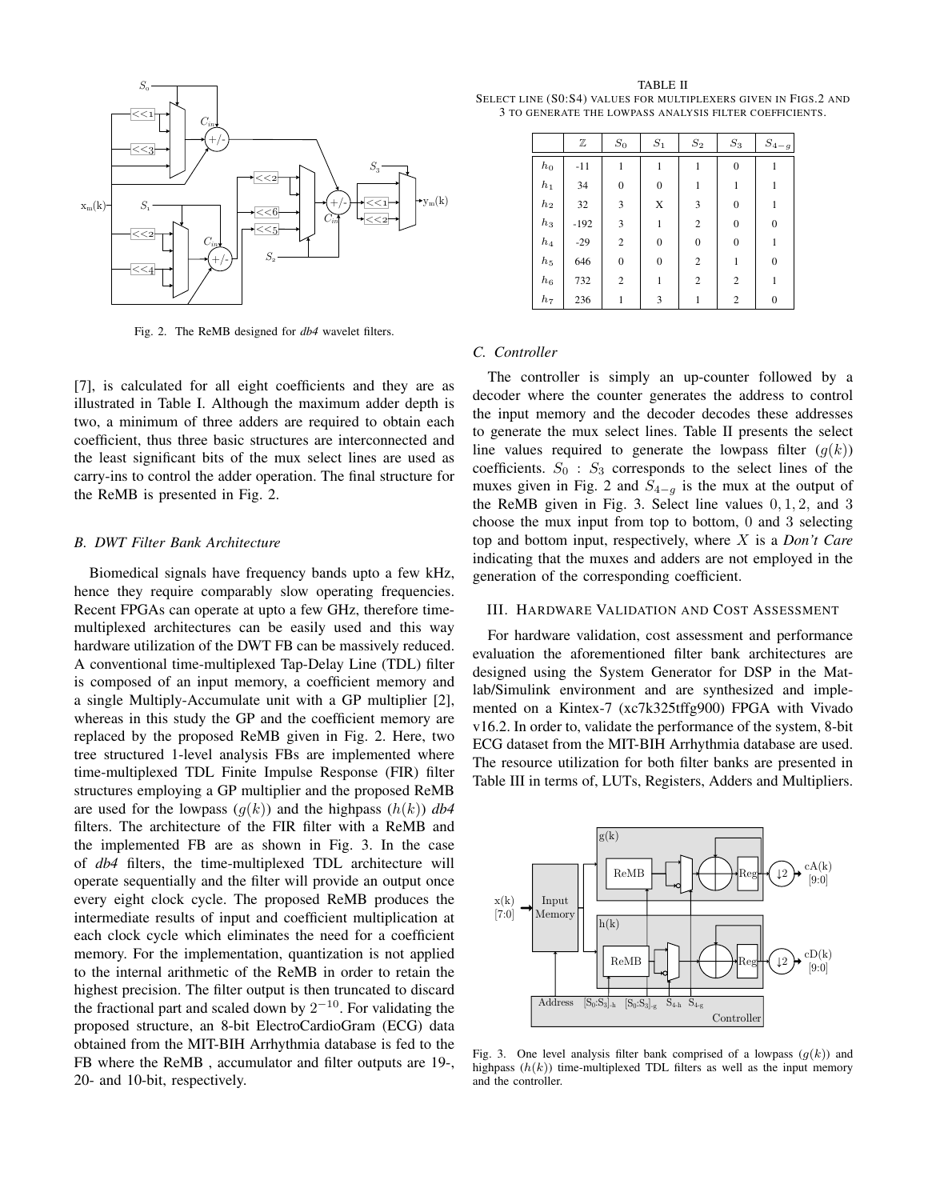Fig. 2. The ReMB designed for *db4* wavelet filters.

[7], is calculated for all eight coefficients and they are as illustrated in Table I. Although the maximum adder depth is two, a minimum of three adders are required to obtain each coefficient, thus three basic structures are interconnected and the least significant bits of the mux select lines are used as carry-ins to control the adder operation. The final structure for the ReMB is presented in Fig. 2.

### B. DWT Filter Bank Architecture

Biomedical signals have frequency bands upto a few kHz, hence they require comparably slow operating frequencies. Recent FPGAs can operate at upto a few GHz, therefore time-multiplexed architectures can be easily used and this way hardware utilization of the DWT FB can be massively reduced. A conventional time-multiplexed Tap-Delay Line (TDL) filter is composed of an input memory, a coefficient memory and a single Multiply-Accumulate unit with a GP multiplier [2], whereas in this study the GP and the coefficient memory are replaced by the proposed ReMB given in Fig. 2. Here, two tree structured 1-level analysis FBs are implemented where time-multiplexed TDL Finite Impulse Response (FIR) filter structures employing a GP multiplier and the proposed ReMB are used for the lowpass ($g(k)$) and the highpass ($h(k)$) *db4* filters. The architecture of the FIR filter with a ReMB and the implemented FB are as shown in Fig. 3. In the case of *db4* filters, the time-multiplexed TDL architecture will operate sequentially and the filter will provide an output once every eight clock cycle. The proposed ReMB produces the intermediate results of input and coefficient multiplication at each clock cycle which eliminates the need for a coefficient memory. For the implementation, quantization is not applied to the internal arithmetic of the ReMB in order to retain the highest precision. The filter output is then truncated to discard the fractional part and scaled down by $2^{-10}$. For validating the proposed structure, an 8-bit ElectroCardioGram (ECG) data obtained from the MIT-BIH Arrhythmia database is fed to the FB where the ReMB , accumulator and filter outputs are 19-, 20- and 10-bit, respectively.

TABLE II
SELECT LINE (S0:S4) VALUES FOR MULTIPLEXERS GIVEN IN FIGS.2 AND 3 TO GENERATE THE LOWPASS ANALYSIS FILTER COEFFICIENTS.

| | $\mathbb{Z}$ | $S_0$ | $S_1$ | $S_2$ | $S_3$ | $S_{4-g}$ |
|---|---|---|---|---|---|---|
| $h_0$ | -11 | 1 | 1 | 1 | 0 | 1 |
| $h_1$ | 34 | 0 | 0 | 1 | 1 | 1 |
| $h_2$ | 32 | 3 | X | 3 | 0 | 1 |
| $h_3$ | -192 | 3 | 1 | 2 | 0 | 0 |
| $h_4$ | -29 | 2 | 0 | 0 | 0 | 1 |
| $h_5$ | 646 | 0 | 0 | 2 | 1 | 0 |
| $h_6$ | 732 | 2 | 1 | 2 | 2 | 1 |
| $h_7$ | 236 | 1 | 3 | 1 | 2 | 0 |

### C. Controller

The controller is simply an up-counter followed by a decoder where the counter generates the address to control the input memory and the decoder decodes these addresses to generate the mux select lines. Table II presents the select line values required to generate the lowpass filter ($g(k)$) coefficients. $S_0 : S_3$ corresponds to the select lines of the muxes given in Fig. 2 and $S_{4-g}$ is the mux at the output of the ReMB given in Fig. 3. Select line values $0, 1, 2,$ and $3$ choose the mux input from top to bottom, $0$ and $3$ selecting top and bottom input, respectively, where $X$ is a *Don't Care* indicating that the muxes and adders are not employed in the generation of the corresponding coefficient.

## III. Hardware Validation and Cost Assessment

For hardware validation, cost assessment and performance evaluation the aforementioned filter bank architectures are designed using the System Generator for DSP in the Matlab/Simulink environment and are synthesized and implemented on a Kintex-7 (xc7k325tffg900) FPGA with Vivado v16.2. In order to, validate the performance of the system, 8-bit ECG data from the MIT-BIH Arrhythmia database are used. The resource utilization for both filter banks are presented in Table III in terms of, LUTs, Registers, Adders and Multipliers.

Fig. 3. One level analysis filter bank comprised of a lowpass ($g(k)$) and highpass ($h(k)$) time-multiplexed TDL filters as well as the input memory and the controller.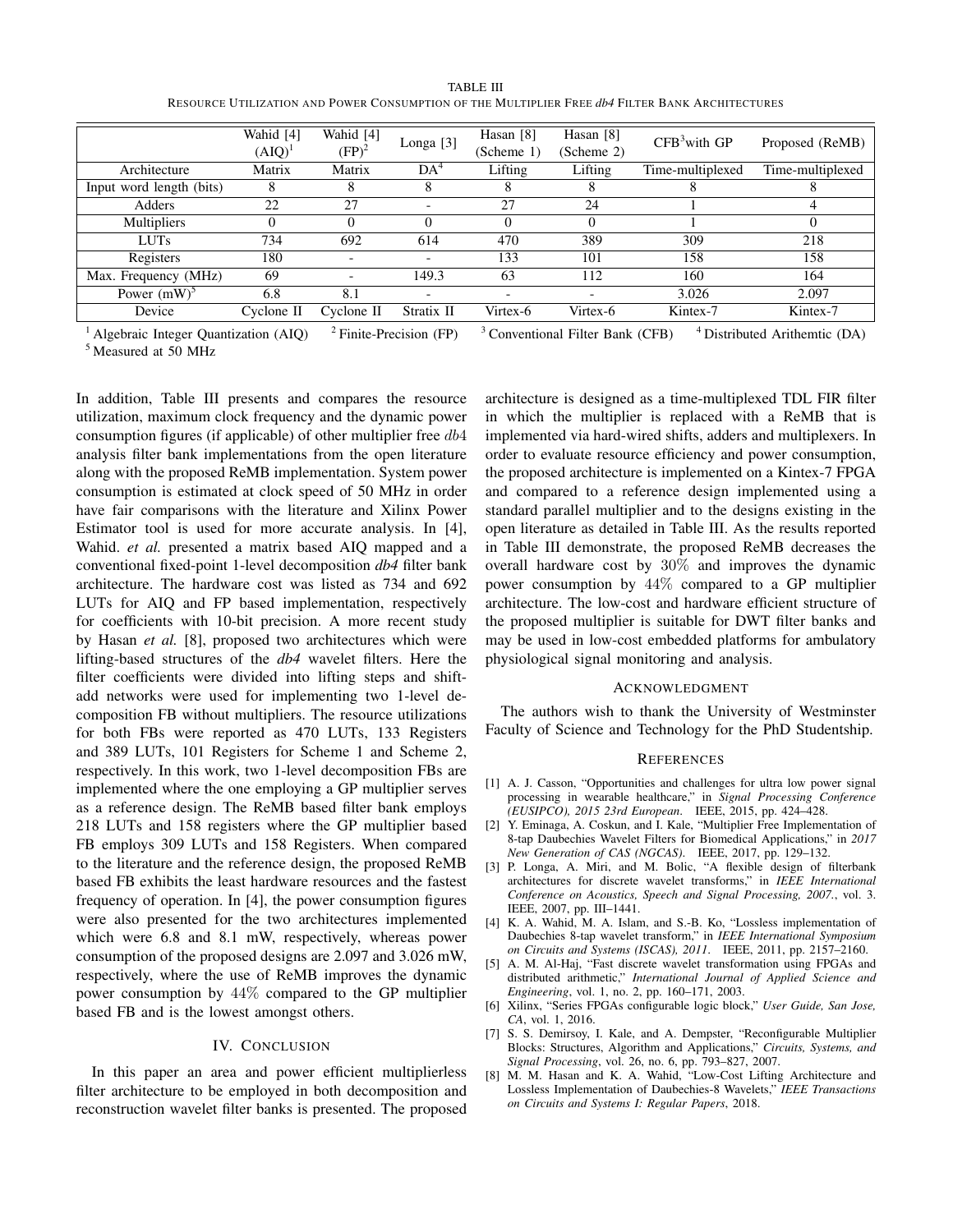TABLE III
RESOURCE UTILIZATION AND POWER CONSUMPTION OF THE MULTIPLIER FREE *db4* FILTER BANK ARCHITECTURES

| | Wahid [4] (AIQ)[1] | Wahid [4] (FP)[2] | Longa [3] | Hasan [8] (Scheme 1) | Hasan [8] (Scheme 2) | CFB[3]with GP | Proposed (ReMB) |
|---|---|---|---|---|---|---|---|
| Architecture | Matrix | Matrix | DA[4] | Lifting | Lifting | Time-multiplexed | Time-multiplexed |
| Input word length (bits) | 8 | 8 | 8 | 8 | 8 | 8 | 8 |
| Adders | 22 | 27 | - | 27 | 24 | 1 | 4 |
| Multipliers | 0 | 0 | 0 | 0 | 0 | 1 | 0 |
| LUTs | 734 | 692 | 614 | 470 | 389 | 309 | 218 |
| Registers | 180 | - | - | 133 | 101 | 158 | 158 |
| Max. Frequency (MHz) | 69 | - | 149.3 | 63 | 112 | 160 | 164 |
| Power (mW)[5] | 6.8 | 8.1 | - | - | - | 3.026 | 2.097 |
| Device | Cyclone II | Cyclone II | Stratix II | Virtex-6 | Virtex-6 | Kintex-7 | Kintex-7 |

[1] Algebraic Integer Quantization (AIQ) [2] Finite-Precision (FP) [3] Conventional Filter Bank (CFB) [4] Distributed Arithemtic (DA)
[5] Measured at 50 MHz

In addition, Table III presents and compares the resource utilization, maximum clock frequency and the dynamic power consumption figures (if applicable) of other multiplier free $db4$ analysis filter bank implementations from the open literature along with the proposed ReMB implementation. System power consumption is estimated at clock speed of 50 MHz in order have fair comparisons with the literature and Xilinx Power Estimator tool is used for more accurate analysis. In [4], Wahid. *et al.* presented a matrix based AIQ mapped and a conventional fixed-point 1-level decomposition *db4* filter bank architecture. The hardware cost was listed as 734 and 692 LUTs for AIQ and FP based implementation, respectively for coefficients with 10-bit precision. A more recent study by Hasan *et al.* [8], proposed two architectures which were lifting-based structures of the *db4* wavelet filters. Here the filter coefficients were divided into lifting steps and shift-add networks were used for implementing two 1-level decomposition FB without multipliers. The resource utilizations for both FBs were reported as 470 LUTs, 133 Registers and 389 LUTs, 101 Registers for Scheme 1 and Scheme 2, respectively. In this work, two 1-level decomposition FBs are implemented where the one employing a GP multiplier serves as a reference design. The ReMB based filter bank employs 218 LUTs and 158 registers where the GP multiplier based FB employs 309 LUTs and 158 Registers. When compared to the literature and the reference design, the proposed ReMB based FB exhibits the least hardware resources and the fastest frequency of operation. In [4], the power consumption figures were also presented for the two architectures implemented which were 6.8 and 8.1 mW, respectively, whereas power consumption of the proposed designs are 2.097 and 3.026 mW, respectively, where the use of ReMB improves the dynamic power consumption by $44\%$ compared to the GP multiplier based FB and is the lowest amongst others.

## IV. CONCLUSION

In this paper an area and power efficient multiplierless filter architecture to be employed in both decomposition and reconstruction wavelet filter banks is presented. The proposed architecture is designed as a time-multiplexed TDL FIR filter in which the multiplier is replaced with a ReMB that is implemented via hard-wired shifts, adders and multiplexers. In order to evaluate resource efficiency and power consumption, the proposed architecture is implemented on a Kintex-7 FPGA and compared to a reference design implemented using a standard parallel multiplier and to the designs existing in the open literature as detailed in Table III. As the results reported in Table III demonstrate, the proposed ReMB decreases the overall hardware cost by $30\%$ and improves the dynamic power consumption by $44\%$ compared to a GP multiplier architecture. The low-cost and hardware efficient structure of the proposed multiplier is suitable for DWT filter banks and may be used in low-cost embedded platforms for ambulatory physiological signal monitoring and analysis.

## ACKNOWLEDGMENT

The authors wish to thank the University of Westminster Faculty of Science and Technology for the PhD Studentship.

## REFERENCES

[1] A. J. Casson, "Opportunities and challenges for ultra low power signal processing in wearable healthcare," in *Signal Processing Conference (EUSIPCO), 2015 23rd European*. IEEE, 2015, pp. 424–428.

[2] Y. Eminaga, A. Coskun, and I. Kale, "Multiplier Free Implementation of 8-tap Daubechies Wavelet Filters for Biomedical Applications," in *2017 New Generation of CAS (NGCAS)*. IEEE, 2017, pp. 129–132.

[3] P. Longa, A. Miri, and M. Bolic, "A flexible design of filterbank architectures for discrete wavelet transforms," in *IEEE International Conference on Acoustics, Speech and Signal Processing, 2007.*, vol. 3. IEEE, 2007, pp. III–1441.

[4] K. A. Wahid, M. A. Islam, and S.-B. Ko, "Lossless implementation of Daubechies 8-tap wavelet transform," in *IEEE International Symposium on Circuits and Systems (ISCAS), 2011*. IEEE, 2011, pp. 2157–2160.

[5] A. M. Al-Haj, "Fast discrete wavelet transformation using FPGAs and distributed arithmetic," *International Journal of Applied Science and Engineering*, vol. 1, no. 2, pp. 160–171, 2003.

[6] Xilinx, "Series FPGAs configurable logic block," *User Guide, San Jose, CA*, vol. 1, 2016.

[7] S. S. Demirsoy, I. Kale, and A. Dempster, "Reconfigurable Multiplier Blocks: Structures, Algorithm and Applications," *Circuits, Systems, and Signal Processing*, vol. 26, no. 6, pp. 793–827, 2007.

[8] M. M. Hasan and K. A. Wahid, "Low-Cost Lifting Architecture and Lossless Implementation of Daubechies-8 Wavelets," *IEEE Transactions on Circuits and Systems I: Regular Papers*, 2018.